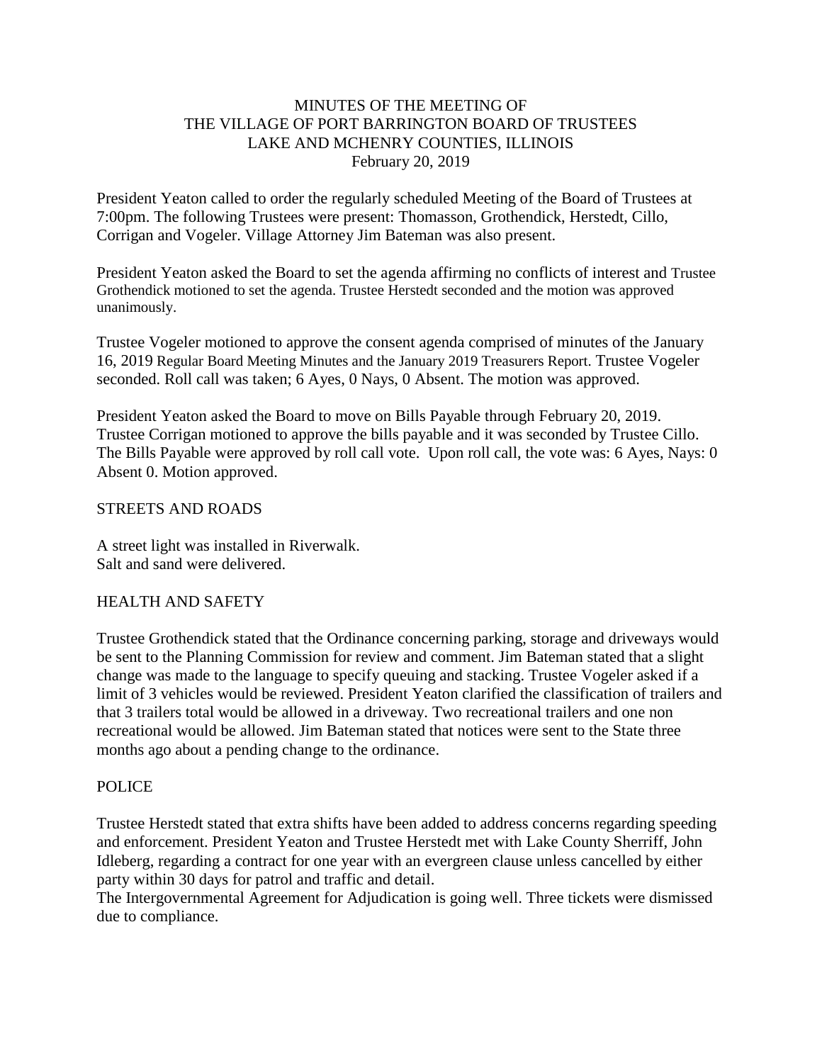MINUTES OF THE MEETING OF
THE VILLAGE OF PORT BARRINGTON BOARD OF TRUSTEES
LAKE AND MCHENRY COUNTIES, ILLINOIS
February 20, 2019

President Yeaton called to order the regularly scheduled Meeting of the Board of Trustees at 7:00pm. The following Trustees were present: Thomasson, Grothendick, Herstedt, Cillo, Corrigan and Vogeler. Village Attorney Jim Bateman was also present.

President Yeaton asked the Board to set the agenda affirming no conflicts of interest and Trustee Grothendick motioned to set the agenda. Trustee Herstedt seconded and the motion was approved unanimously.

Trustee Vogeler motioned to approve the consent agenda comprised of minutes of the January 16, 2019 Regular Board Meeting Minutes and the January 2019 Treasurers Report. Trustee Vogeler seconded. Roll call was taken; 6 Ayes, 0 Nays, 0 Absent. The motion was approved.

President Yeaton asked the Board to move on Bills Payable through February 20, 2019. Trustee Corrigan motioned to approve the bills payable and it was seconded by Trustee Cillo. The Bills Payable were approved by roll call vote. Upon roll call, the vote was: 6 Ayes, Nays: 0 Absent 0. Motion approved.

STREETS AND ROADS

A street light was installed in Riverwalk.
Salt and sand were delivered.

HEALTH AND SAFETY

Trustee Grothendick stated that the Ordinance concerning parking, storage and driveways would be sent to the Planning Commission for review and comment. Jim Bateman stated that a slight change was made to the language to specify queuing and stacking. Trustee Vogeler asked if a limit of 3 vehicles would be reviewed. President Yeaton clarified the classification of trailers and that 3 trailers total would be allowed in a driveway. Two recreational trailers and one non recreational would be allowed. Jim Bateman stated that notices were sent to the State three months ago about a pending change to the ordinance.

POLICE

Trustee Herstedt stated that extra shifts have been added to address concerns regarding speeding and enforcement. President Yeaton and Trustee Herstedt met with Lake County Sherriff, John Idleberg, regarding a contract for one year with an evergreen clause unless cancelled by either party within 30 days for patrol and traffic and detail.
The Intergovernmental Agreement for Adjudication is going well. Three tickets were dismissed due to compliance.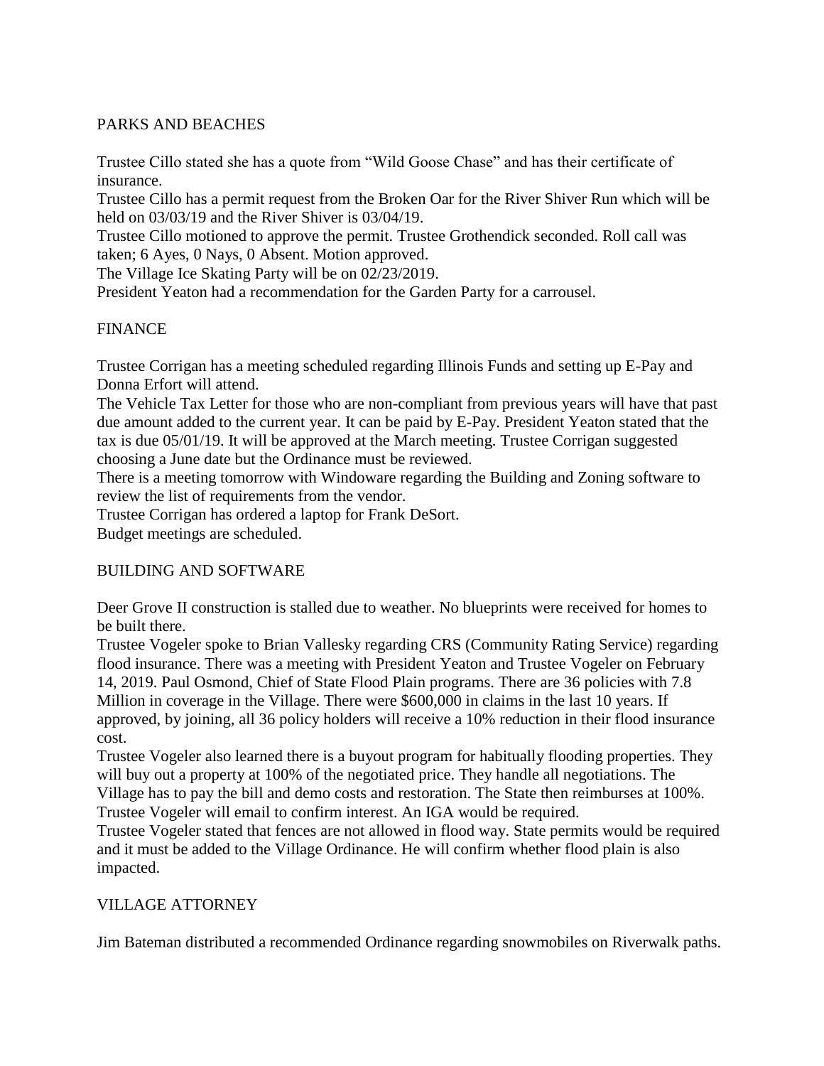## PARKS AND BEACHES

Trustee Cillo stated she has a quote from "Wild Goose Chase" and has their certificate of insurance.
Trustee Cillo has a permit request from the Broken Oar for the River Shiver Run which will be held on 03/03/19 and the River Shiver is 03/04/19.
Trustee Cillo motioned to approve the permit. Trustee Grothendick seconded. Roll call was taken; 6 Ayes, 0 Nays, 0 Absent. Motion approved.
The Village Ice Skating Party will be on 02/23/2019.
President Yeaton had a recommendation for the Garden Party for a carrousel.

## FINANCE

Trustee Corrigan has a meeting scheduled regarding Illinois Funds and setting up E-Pay and Donna Erfort will attend.
The Vehicle Tax Letter for those who are non-compliant from previous years will have that past due amount added to the current year. It can be paid by E-Pay. President Yeaton stated that the tax is due 05/01/19. It will be approved at the March meeting. Trustee Corrigan suggested choosing a June date but the Ordinance must be reviewed.
There is a meeting tomorrow with Windoware regarding the Building and Zoning software to review the list of requirements from the vendor.
Trustee Corrigan has ordered a laptop for Frank DeSort.
Budget meetings are scheduled.

## BUILDING AND SOFTWARE

Deer Grove II construction is stalled due to weather. No blueprints were received for homes to be built there.
Trustee Vogeler spoke to Brian Vallesky regarding CRS (Community Rating Service) regarding flood insurance. There was a meeting with President Yeaton and Trustee Vogeler on February 14, 2019. Paul Osmond, Chief of State Flood Plain programs. There are 36 policies with 7.8 Million in coverage in the Village. There were $600,000 in claims in the last 10 years. If approved, by joining, all 36 policy holders will receive a 10% reduction in their flood insurance cost.
Trustee Vogeler also learned there is a buyout program for habitually flooding properties. They will buy out a property at 100% of the negotiated price. They handle all negotiations. The Village has to pay the bill and demo costs and restoration. The State then reimburses at 100%. Trustee Vogeler will email to confirm interest. An IGA would be required.
Trustee Vogeler stated that fences are not allowed in flood way. State permits would be required and it must be added to the Village Ordinance. He will confirm whether flood plain is also impacted.

## VILLAGE ATTORNEY

Jim Bateman distributed a recommended Ordinance regarding snowmobiles on Riverwalk paths.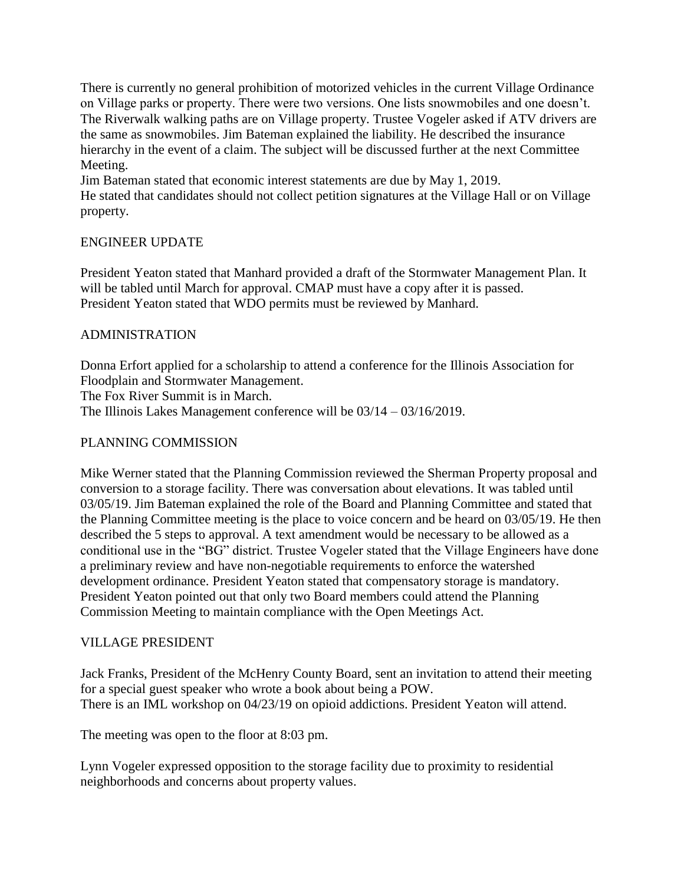There is currently no general prohibition of motorized vehicles in the current Village Ordinance on Village parks or property. There were two versions. One lists snowmobiles and one doesn't. The Riverwalk walking paths are on Village property. Trustee Vogeler asked if ATV drivers are the same as snowmobiles. Jim Bateman explained the liability. He described the insurance hierarchy in the event of a claim. The subject will be discussed further at the next Committee Meeting.

Jim Bateman stated that economic interest statements are due by May 1, 2019.

He stated that candidates should not collect petition signatures at the Village Hall or on Village property.

## ENGINEER UPDATE

President Yeaton stated that Manhard provided a draft of the Stormwater Management Plan. It will be tabled until March for approval. CMAP must have a copy after it is passed.

President Yeaton stated that WDO permits must be reviewed by Manhard.

## ADMINISTRATION

Donna Erfort applied for a scholarship to attend a conference for the Illinois Association for Floodplain and Stormwater Management.

The Fox River Summit is in March.

The Illinois Lakes Management conference will be 03/14 – 03/16/2019.

## PLANNING COMMISSION

Mike Werner stated that the Planning Commission reviewed the Sherman Property proposal and conversion to a storage facility. There was conversation about elevations. It was tabled until 03/05/19. Jim Bateman explained the role of the Board and Planning Committee and stated that the Planning Committee meeting is the place to voice concern and be heard on 03/05/19. He then described the 5 steps to approval. A text amendment would be necessary to be allowed as a conditional use in the "BG" district. Trustee Vogeler stated that the Village Engineers have done a preliminary review and have non-negotiable requirements to enforce the watershed development ordinance. President Yeaton stated that compensatory storage is mandatory. President Yeaton pointed out that only two Board members could attend the Planning Commission Meeting to maintain compliance with the Open Meetings Act.

## VILLAGE PRESIDENT

Jack Franks, President of the McHenry County Board, sent an invitation to attend their meeting for a special guest speaker who wrote a book about being a POW.

There is an IML workshop on 04/23/19 on opioid addictions. President Yeaton will attend.

The meeting was open to the floor at 8:03 pm.

Lynn Vogeler expressed opposition to the storage facility due to proximity to residential neighborhoods and concerns about property values.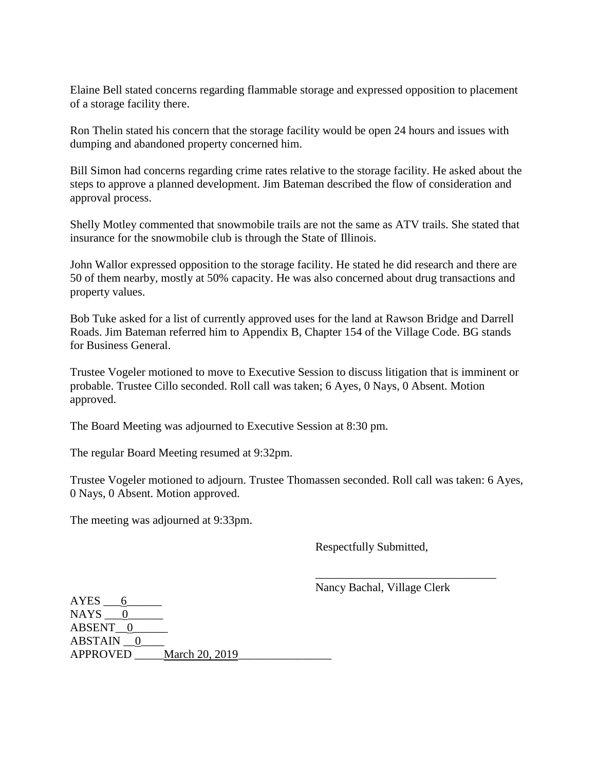Elaine Bell stated concerns regarding flammable storage and expressed opposition to placement of a storage facility there.

Ron Thelin stated his concern that the storage facility would be open 24 hours and issues with dumping and abandoned property concerned him.

Bill Simon had concerns regarding crime rates relative to the storage facility. He asked about the steps to approve a planned development. Jim Bateman described the flow of consideration and approval process.

Shelly Motley commented that snowmobile trails are not the same as ATV trails. She stated that insurance for the snowmobile club is through the State of Illinois.

John Wallor expressed opposition to the storage facility. He stated he did research and there are 50 of them nearby, mostly at 50% capacity. He was also concerned about drug transactions and property values.

Bob Tuke asked for a list of currently approved uses for the land at Rawson Bridge and Darrell Roads. Jim Bateman referred him to Appendix B, Chapter 154 of the Village Code. BG stands for Business General.

Trustee Vogeler motioned to move to Executive Session to discuss litigation that is imminent or probable. Trustee Cillo seconded. Roll call was taken; 6 Ayes, 0 Nays, 0 Absent. Motion approved.

The Board Meeting was adjourned to Executive Session at 8:30 pm.

The regular Board Meeting resumed at 9:32pm.

Trustee Vogeler motioned to adjourn. Trustee Thomassen seconded. Roll call was taken: 6 Ayes, 0 Nays, 0 Absent. Motion approved.

The meeting was adjourned at 9:33pm.

Respectfully Submitted,

_______________________________
Nancy Bachal, Village Clerk

AYES ___6______
NAYS ___0______
ABSENT__0______
ABSTAIN __0____
APPROVED _____March 20, 2019________________